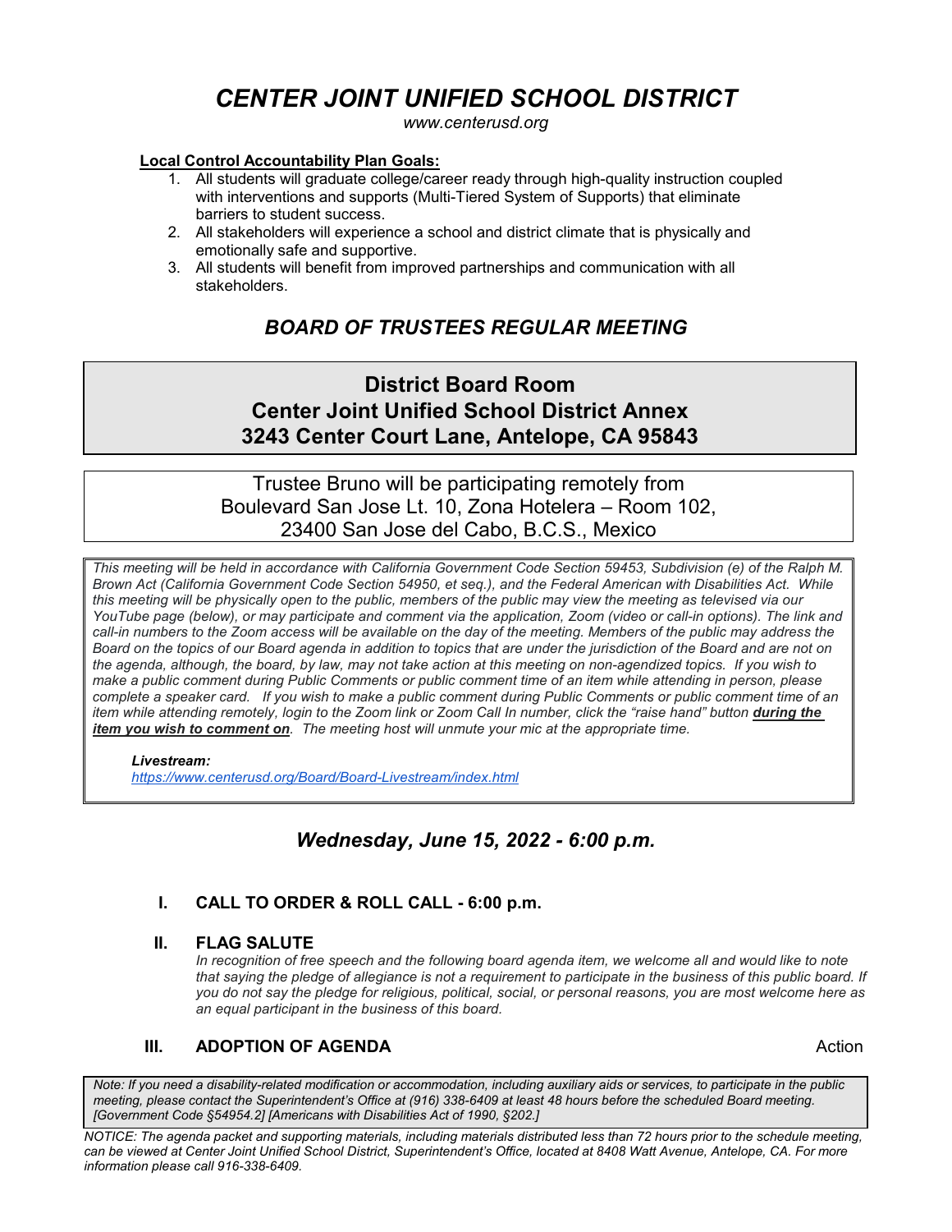# *CENTER JOINT UNIFIED SCHOOL DISTRICT*

*www.centerusd.org*

**Local Control Accountability Plan Goals:**

1. All students will graduate college/career ready through high-quality instruction coupled with interventions and supports (Multi-Tiered System of Supports) that eliminate barriers to student success.
2. All stakeholders will experience a school and district climate that is physically and emotionally safe and supportive.
3. All students will benefit from improved partnerships and communication with all stakeholders.

## *BOARD OF TRUSTEES REGULAR MEETING*

**District Board Room**
**Center Joint Unified School District Annex**
**3243 Center Court Lane, Antelope, CA 95843**

Trustee Bruno will be participating remotely from
Boulevard San Jose Lt. 10, Zona Hotelera – Room 102,
23400 San Jose del Cabo, B.C.S., Mexico

*This meeting will be held in accordance with California Government Code Section 59453, Subdivision (e) of the Ralph M. Brown Act (California Government Code Section 54950, et seq.), and the Federal American with Disabilities Act. While this meeting will be physically open to the public, members of the public may view the meeting as televised via our YouTube page (below), or may participate and comment via the application, Zoom (video or call-in options). The link and call-in numbers to the Zoom access will be available on the day of the meeting. Members of the public may address the Board on the topics of our Board agenda in addition to topics that are under the jurisdiction of the Board and are not on the agenda, although, the board, by law, may not take action at this meeting on non-agendized topics. If you wish to make a public comment during Public Comments or public comment time of an item while attending in person, please complete a speaker card. If you wish to make a public comment during Public Comments or public comment time of an item while attending remotely, login to the Zoom link or Zoom Call In number, click the "raise hand" button* ***during the item you wish to comment on****. The meeting host will unmute your mic at the appropriate time.*

***Livestream:***
*https://www.centerusd.org/Board/Board-Livestream/index.html*

### *Wednesday, June 15, 2022 - 6:00 p.m.*

**I. CALL TO ORDER & ROLL CALL - 6:00 p.m.**

**II. FLAG SALUTE**

*In recognition of free speech and the following board agenda item, we welcome all and would like to note that saying the pledge of allegiance is not a requirement to participate in the business of this public board. If you do not say the pledge for religious, political, social, or personal reasons, you are most welcome here as an equal participant in the business of this board.*

**III. ADOPTION OF AGENDA** — Action

*Note: If you need a disability-related modification or accommodation, including auxiliary aids or services, to participate in the public meeting, please contact the Superintendent's Office at (916) 338-6409 at least 48 hours before the scheduled Board meeting. [Government Code §54954.2] [Americans with Disabilities Act of 1990, §202.]*

*NOTICE: The agenda packet and supporting materials, including materials distributed less than 72 hours prior to the schedule meeting, can be viewed at Center Joint Unified School District, Superintendent's Office, located at 8408 Watt Avenue, Antelope, CA. For more information please call 916-338-6409.*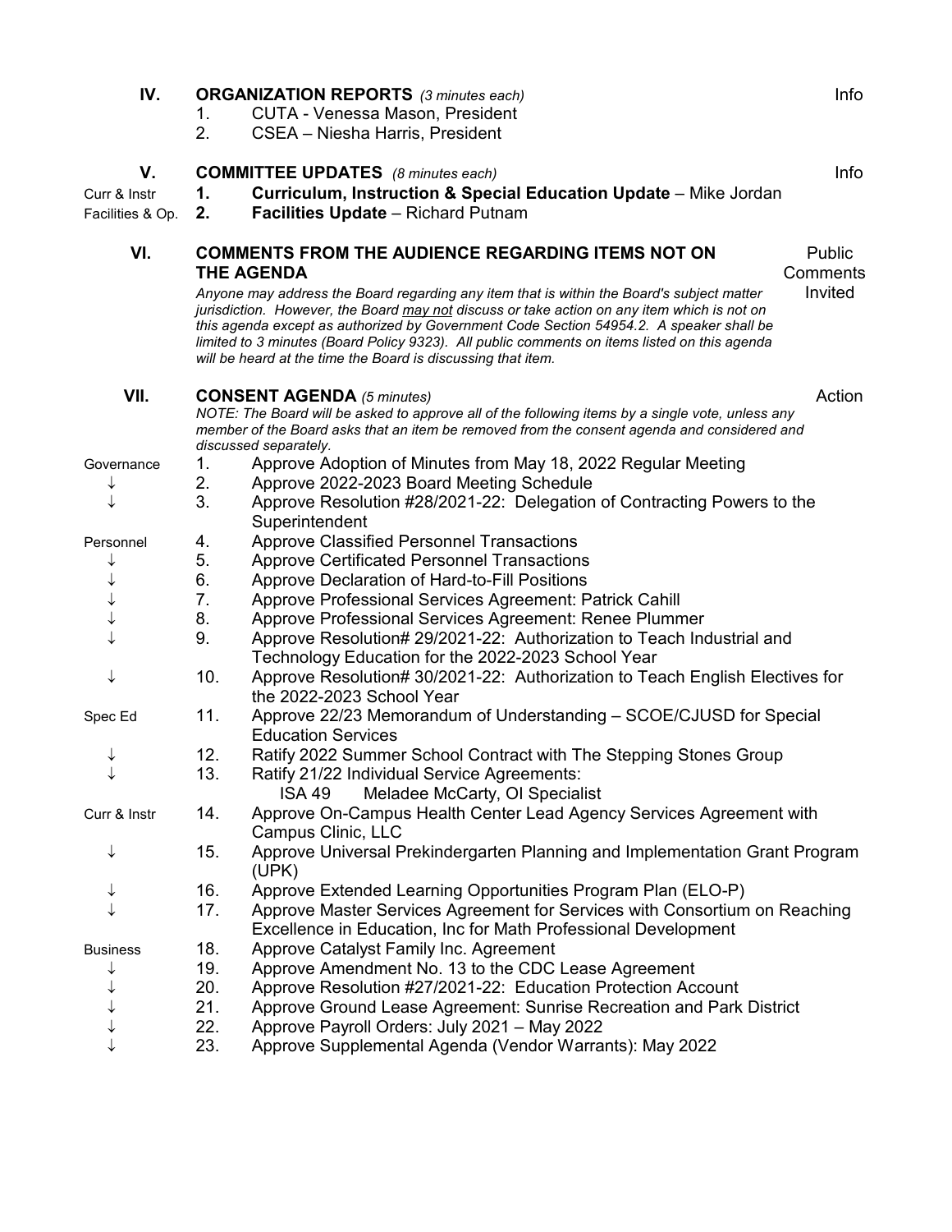## IV. ORGANIZATION REPORTS *(3 minutes each)* — Info

1. CUTA - Venessa Mason, President
2. CSEA – Niesha Harris, President

## V. COMMITTEE UPDATES *(8 minutes each)* — Info

Curr & Instr — **1. Curriculum, Instruction & Special Education Update** – Mike Jordan

Facilities & Op. — **2. Facilities Update** – Richard Putnam

## VI. COMMENTS FROM THE AUDIENCE REGARDING ITEMS NOT ON THE AGENDA — Public Comments Invited

*Anyone may address the Board regarding any item that is within the Board's subject matter jurisdiction. However, the Board may not discuss or take action on any item which is not on this agenda except as authorized by Government Code Section 54954.2. A speaker shall be limited to 3 minutes (Board Policy 9323). All public comments on items listed on this agenda will be heard at the time the Board is discussing that item.*

## VII. CONSENT AGENDA *(5 minutes)* — Action

*NOTE: The Board will be asked to approve all of the following items by a single vote, unless any member of the Board asks that an item be removed from the consent agenda and considered and discussed separately.*

| | | |
|---|---|---|
| Governance | 1. | Approve Adoption of Minutes from May 18, 2022 Regular Meeting |
| ↓ | 2. | Approve 2022-2023 Board Meeting Schedule |
| ↓ | 3. | Approve Resolution #28/2021-22: Delegation of Contracting Powers to the Superintendent |
| Personnel | 4. | Approve Classified Personnel Transactions |
| ↓ | 5. | Approve Certificated Personnel Transactions |
| ↓ | 6. | Approve Declaration of Hard-to-Fill Positions |
| ↓ | 7. | Approve Professional Services Agreement: Patrick Cahill |
| ↓ | 8. | Approve Professional Services Agreement: Renee Plummer |
| ↓ | 9. | Approve Resolution# 29/2021-22: Authorization to Teach Industrial and Technology Education for the 2022-2023 School Year |
| ↓ | 10. | Approve Resolution# 30/2021-22: Authorization to Teach English Electives for the 2022-2023 School Year |
| Spec Ed | 11. | Approve 22/23 Memorandum of Understanding – SCOE/CJUSD for Special Education Services |
| ↓ | 12. | Ratify 2022 Summer School Contract with The Stepping Stones Group |
| ↓ | 13. | Ratify 21/22 Individual Service Agreements: ISA 49 Meladee McCarty, OI Specialist |
| Curr & Instr | 14. | Approve On-Campus Health Center Lead Agency Services Agreement with Campus Clinic, LLC |
| ↓ | 15. | Approve Universal Prekindergarten Planning and Implementation Grant Program (UPK) |
| ↓ | 16. | Approve Extended Learning Opportunities Program Plan (ELO-P) |
| ↓ | 17. | Approve Master Services Agreement for Services with Consortium on Reaching Excellence in Education, Inc for Math Professional Development |
| Business | 18. | Approve Catalyst Family Inc. Agreement |
| ↓ | 19. | Approve Amendment No. 13 to the CDC Lease Agreement |
| ↓ | 20. | Approve Resolution #27/2021-22: Education Protection Account |
| ↓ | 21. | Approve Ground Lease Agreement: Sunrise Recreation and Park District |
| ↓ | 22. | Approve Payroll Orders: July 2021 – May 2022 |
| ↓ | 23. | Approve Supplemental Agenda (Vendor Warrants): May 2022 |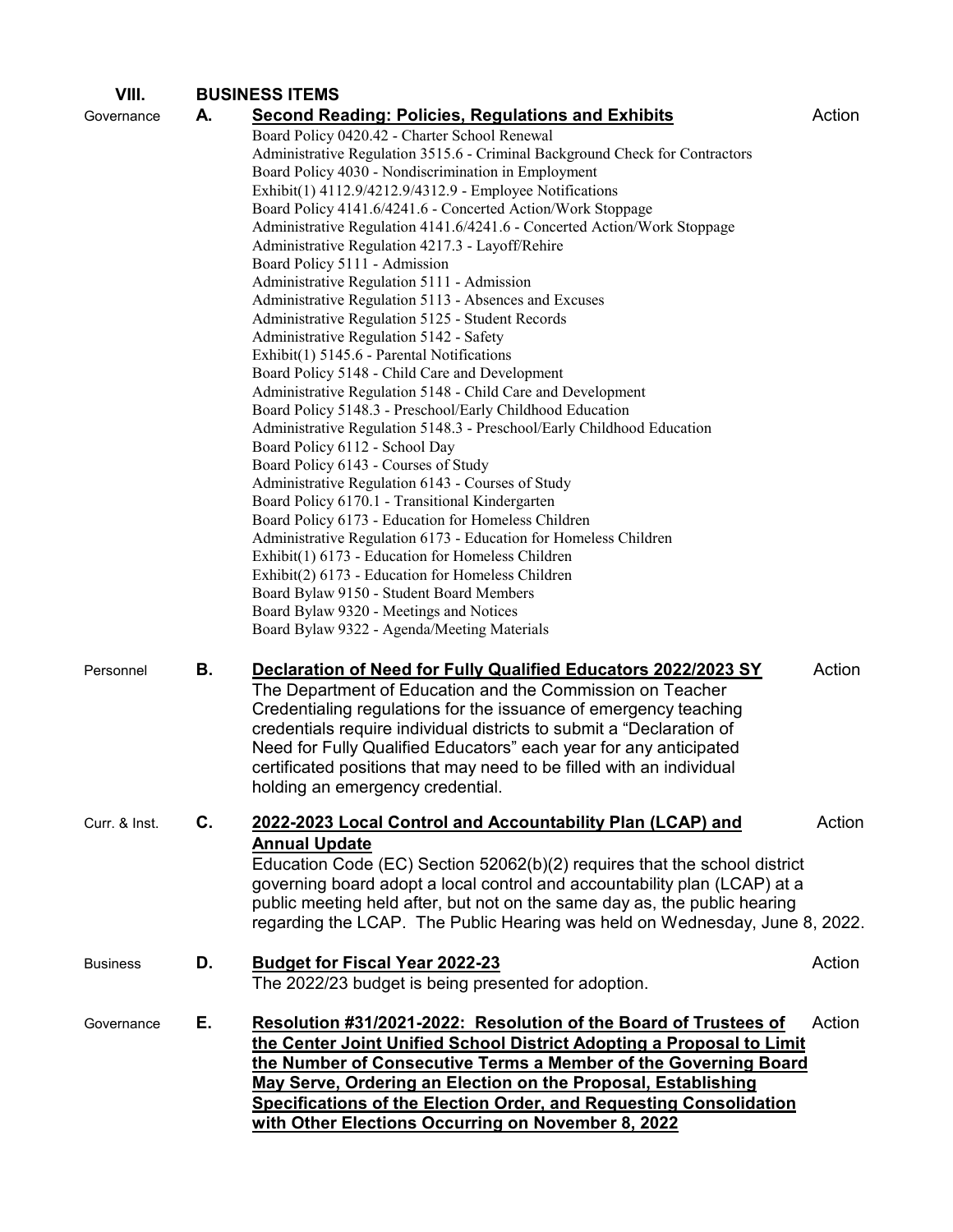## VIII. BUSINESS ITEMS

Governance **A. Second Reading: Policies, Regulations and Exhibits** Action

Board Policy 0420.42 - Charter School Renewal
Administrative Regulation 3515.6 - Criminal Background Check for Contractors
Board Policy 4030 - Nondiscrimination in Employment
Exhibit(1) 4112.9/4212.9/4312.9 - Employee Notifications
Board Policy 4141.6/4241.6 - Concerted Action/Work Stoppage
Administrative Regulation 4141.6/4241.6 - Concerted Action/Work Stoppage
Administrative Regulation 4217.3 - Layoff/Rehire
Board Policy 5111 - Admission
Administrative Regulation 5111 - Admission
Administrative Regulation 5113 - Absences and Excuses
Administrative Regulation 5125 - Student Records
Administrative Regulation 5142 - Safety
Exhibit(1) 5145.6 - Parental Notifications
Board Policy 5148 - Child Care and Development
Administrative Regulation 5148 - Child Care and Development
Board Policy 5148.3 - Preschool/Early Childhood Education
Administrative Regulation 5148.3 - Preschool/Early Childhood Education
Board Policy 6112 - School Day
Board Policy 6143 - Courses of Study
Administrative Regulation 6143 - Courses of Study
Board Policy 6170.1 - Transitional Kindergarten
Board Policy 6173 - Education for Homeless Children
Administrative Regulation 6173 - Education for Homeless Children
Exhibit(1) 6173 - Education for Homeless Children
Exhibit(2) 6173 - Education for Homeless Children
Board Bylaw 9150 - Student Board Members
Board Bylaw 9320 - Meetings and Notices
Board Bylaw 9322 - Agenda/Meeting Materials

Personnel **B. Declaration of Need for Fully Qualified Educators 2022/2023 SY** Action

The Department of Education and the Commission on Teacher Credentialing regulations for the issuance of emergency teaching credentials require individual districts to submit a "Declaration of Need for Fully Qualified Educators" each year for any anticipated certificated positions that may need to be filled with an individual holding an emergency credential.

Curr. & Inst. **C. 2022-2023 Local Control and Accountability Plan (LCAP) and Annual Update** Action

Education Code (EC) Section 52062(b)(2) requires that the school district governing board adopt a local control and accountability plan (LCAP) at a public meeting held after, but not on the same day as, the public hearing regarding the LCAP. The Public Hearing was held on Wednesday, June 8, 2022.

Business **D. Budget for Fiscal Year 2022-23** Action

The 2022/23 budget is being presented for adoption.

Governance **E. Resolution #31/2021-2022: Resolution of the Board of Trustees of the Center Joint Unified School District Adopting a Proposal to Limit the Number of Consecutive Terms a Member of the Governing Board May Serve, Ordering an Election on the Proposal, Establishing Specifications of the Election Order, and Requesting Consolidation with Other Elections Occurring on November 8, 2022** Action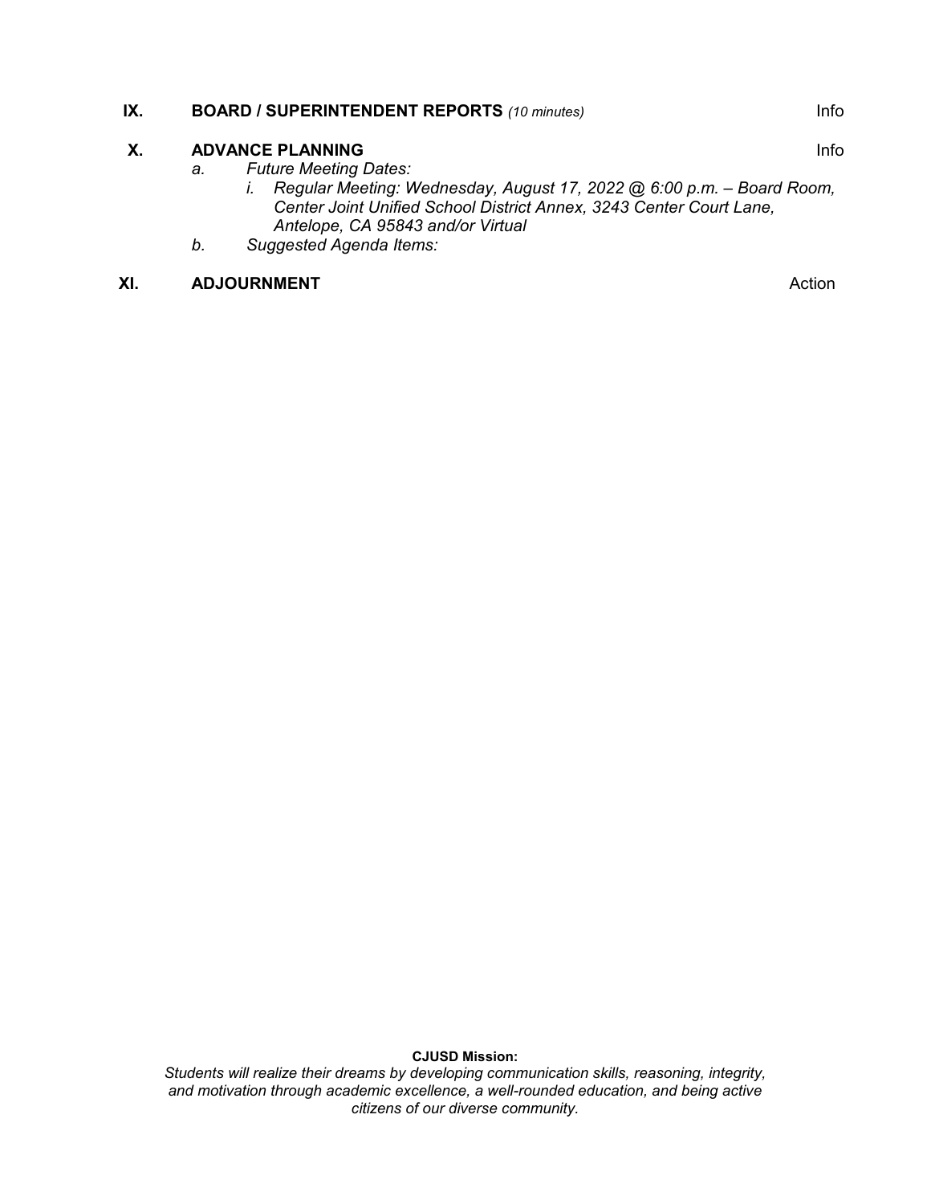**IX. BOARD / SUPERINTENDENT REPORTS** *(10 minutes)* Info

**X. ADVANCE PLANNING** Info

*a. Future Meeting Dates:*

*i. Regular Meeting: Wednesday, August 17, 2022 @ 6:00 p.m. – Board Room, Center Joint Unified School District Annex, 3243 Center Court Lane, Antelope, CA 95843 and/or Virtual*

*b. Suggested Agenda Items:*

**XI. ADJOURNMENT** Action

**CJUSD Mission:**

*Students will realize their dreams by developing communication skills, reasoning, integrity, and motivation through academic excellence, a well-rounded education, and being active citizens of our diverse community.*